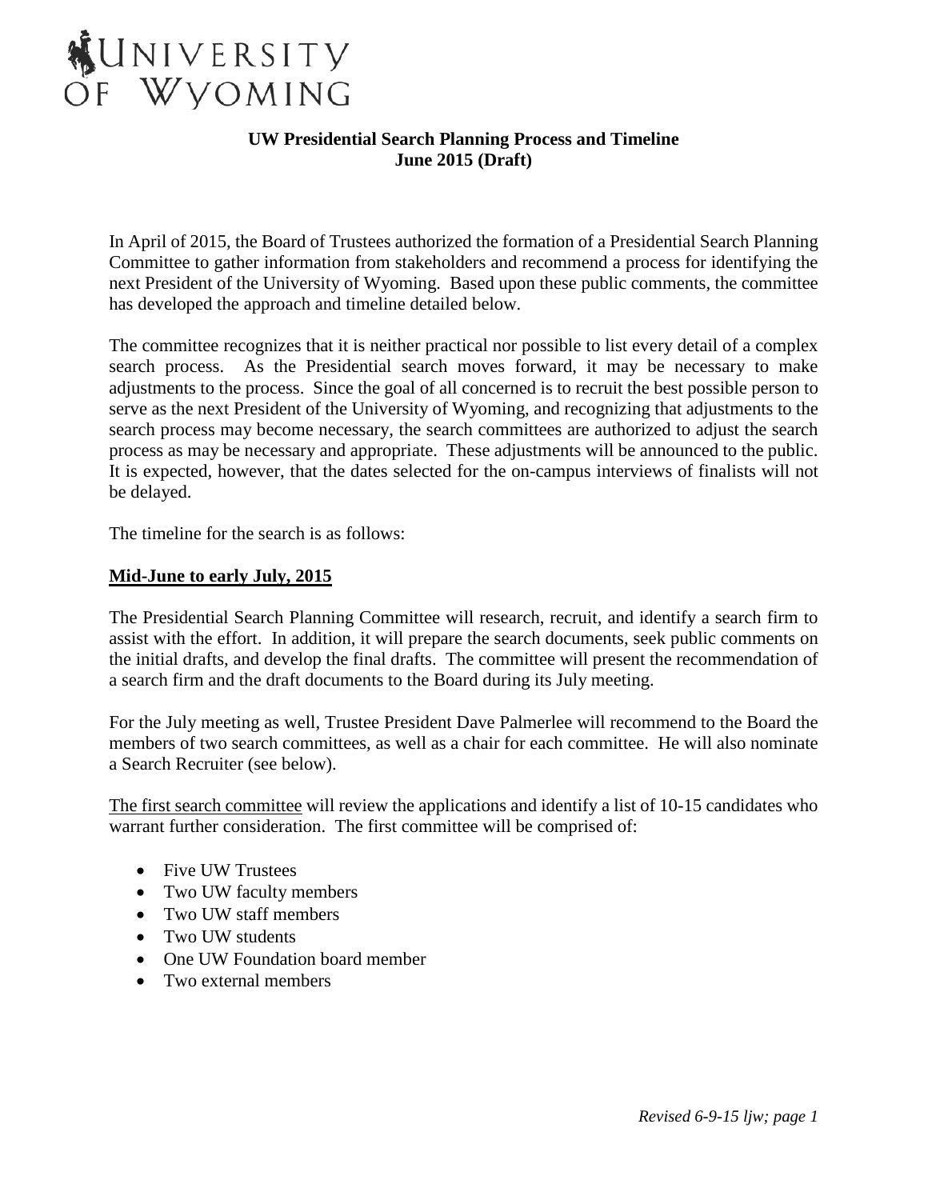# University of Wyoming

## UW Presidential Search Planning Process and Timeline
## June 2015 (Draft)

In April of 2015, the Board of Trustees authorized the formation of a Presidential Search Planning Committee to gather information from stakeholders and recommend a process for identifying the next President of the University of Wyoming. Based upon these public comments, the committee has developed the approach and timeline detailed below.

The committee recognizes that it is neither practical nor possible to list every detail of a complex search process. As the Presidential search moves forward, it may be necessary to make adjustments to the process. Since the goal of all concerned is to recruit the best possible person to serve as the next President of the University of Wyoming, and recognizing that adjustments to the search process may become necessary, the search committees are authorized to adjust the search process as may be necessary and appropriate. These adjustments will be announced to the public. It is expected, however, that the dates selected for the on-campus interviews of finalists will not be delayed.

The timeline for the search is as follows:

### Mid-June to early July, 2015

The Presidential Search Planning Committee will research, recruit, and identify a search firm to assist with the effort. In addition, it will prepare the search documents, seek public comments on the initial drafts, and develop the final drafts. The committee will present the recommendation of a search firm and the draft documents to the Board during its July meeting.

For the July meeting as well, Trustee President Dave Palmerlee will recommend to the Board the members of two search committees, as well as a chair for each committee. He will also nominate a Search Recruiter (see below).

The first search committee will review the applications and identify a list of 10-15 candidates who warrant further consideration. The first committee will be comprised of:

- Five UW Trustees
- Two UW faculty members
- Two UW staff members
- Two UW students
- One UW Foundation board member
- Two external members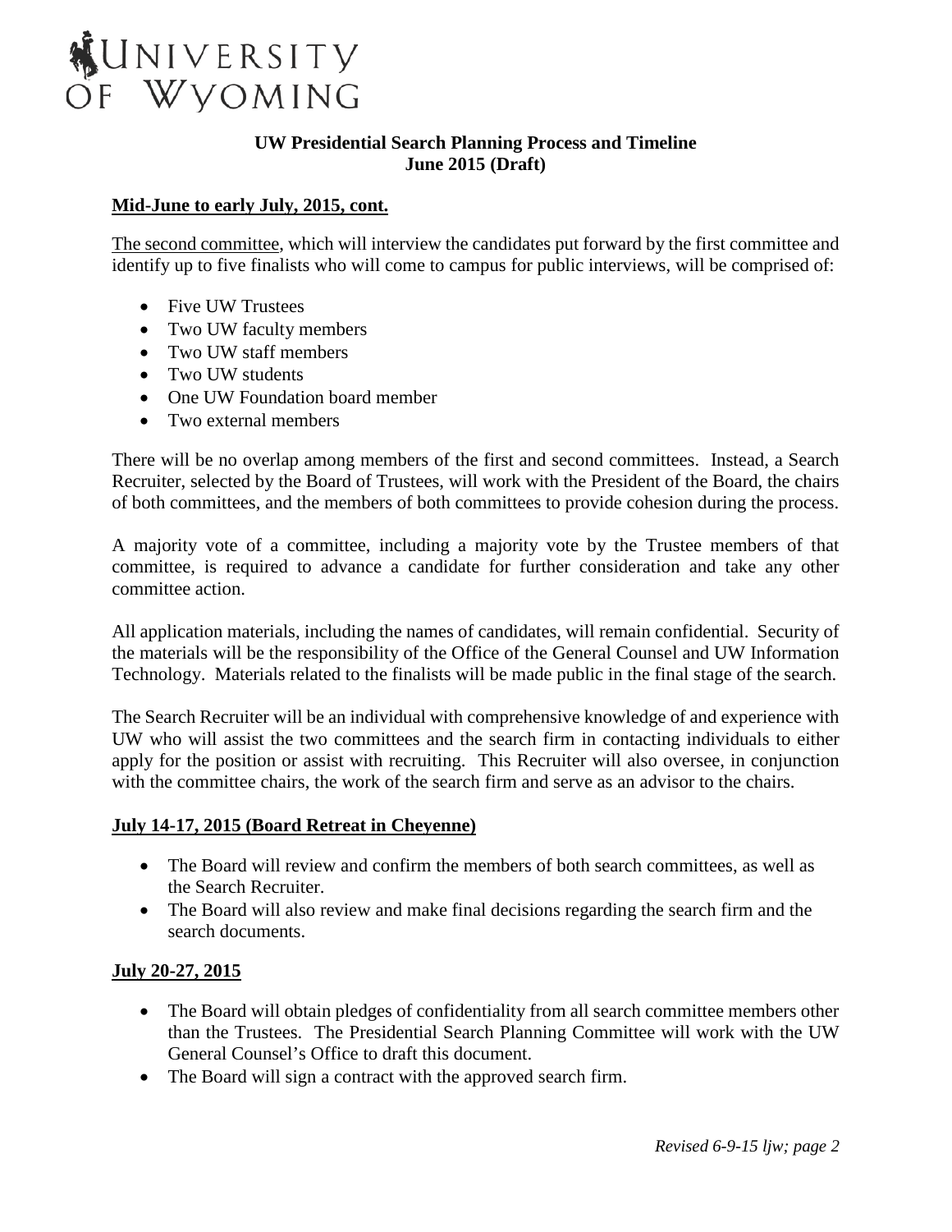# UNIVERSITY OF WYOMING

**UW Presidential Search Planning Process and Timeline**
**June 2015 (Draft)**

**Mid-June to early July, 2015, cont.**

The second committee, which will interview the candidates put forward by the first committee and identify up to five finalists who will come to campus for public interviews, will be comprised of:

- Five UW Trustees
- Two UW faculty members
- Two UW staff members
- Two UW students
- One UW Foundation board member
- Two external members

There will be no overlap among members of the first and second committees. Instead, a Search Recruiter, selected by the Board of Trustees, will work with the President of the Board, the chairs of both committees, and the members of both committees to provide cohesion during the process.

A majority vote of a committee, including a majority vote by the Trustee members of that committee, is required to advance a candidate for further consideration and take any other committee action.

All application materials, including the names of candidates, will remain confidential. Security of the materials will be the responsibility of the Office of the General Counsel and UW Information Technology. Materials related to the finalists will be made public in the final stage of the search.

The Search Recruiter will be an individual with comprehensive knowledge of and experience with UW who will assist the two committees and the search firm in contacting individuals to either apply for the position or assist with recruiting. This Recruiter will also oversee, in conjunction with the committee chairs, the work of the search firm and serve as an advisor to the chairs.

**July 14-17, 2015 (Board Retreat in Cheyenne)**

- The Board will review and confirm the members of both search committees, as well as the Search Recruiter.
- The Board will also review and make final decisions regarding the search firm and the search documents.

**July 20-27, 2015**

- The Board will obtain pledges of confidentiality from all search committee members other than the Trustees. The Presidential Search Planning Committee will work with the UW General Counsel's Office to draft this document.
- The Board will sign a contract with the approved search firm.

*Revised 6-9-15 ljw*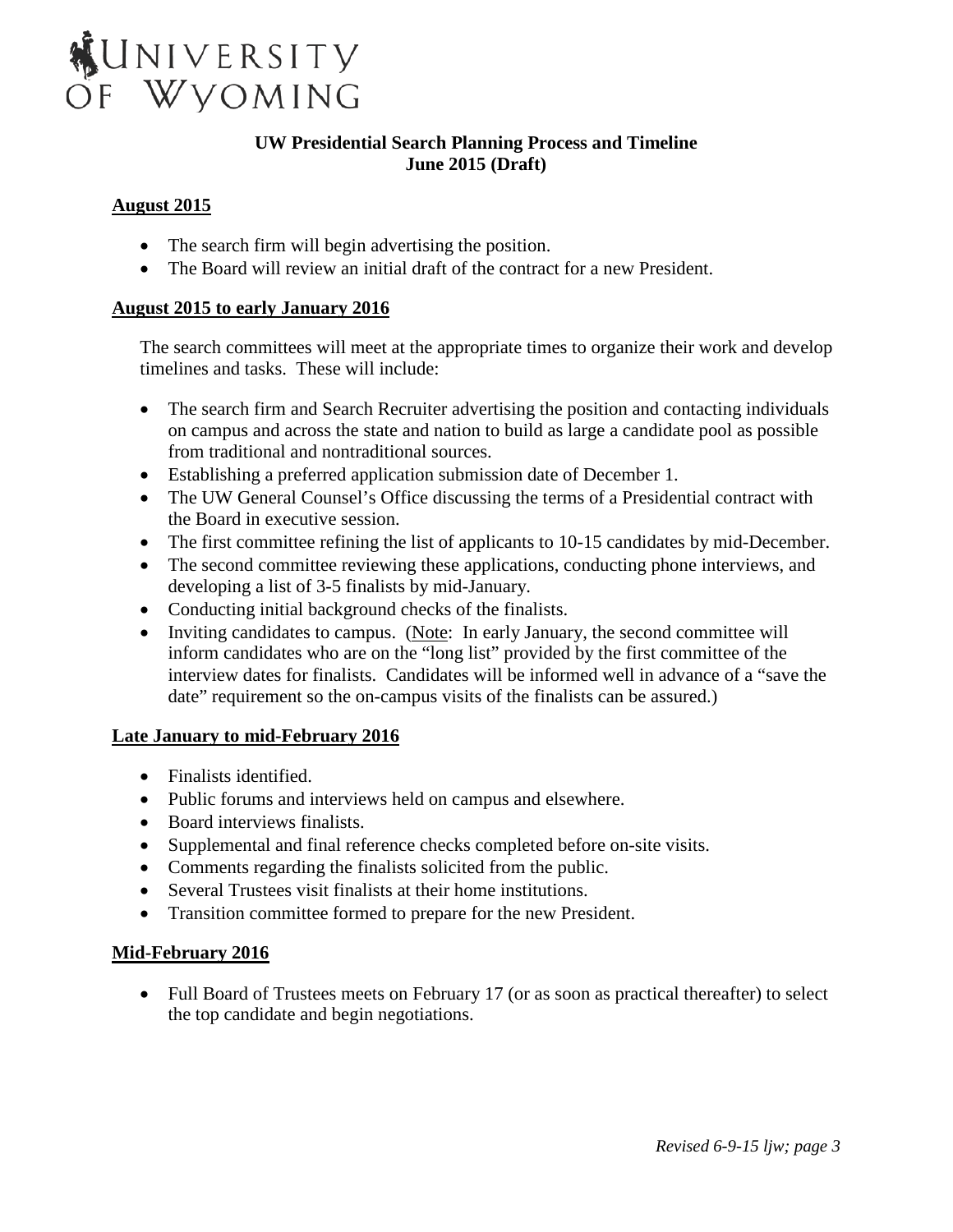UNIVERSITY OF WYOMING

**UW Presidential Search Planning Process and Timeline**
**June 2015 (Draft)**

## August 2015

- The search firm will begin advertising the position.
- The Board will review an initial draft of the contract for a new President.

## August 2015 to early January 2016

The search committees will meet at the appropriate times to organize their work and develop timelines and tasks. These will include:

- The search firm and Search Recruiter advertising the position and contacting individuals on campus and across the state and nation to build as large a candidate pool as possible from traditional and nontraditional sources.
- Establishing a preferred application submission date of December 1.
- The UW General Counsel's Office discussing the terms of a Presidential contract with the Board in executive session.
- The first committee refining the list of applicants to 10-15 candidates by mid-December.
- The second committee reviewing these applications, conducting phone interviews, and developing a list of 3-5 finalists by mid-January.
- Conducting initial background checks of the finalists.
- Inviting candidates to campus. (Note: In early January, the second committee will inform candidates who are on the "long list" provided by the first committee of the interview dates for finalists. Candidates will be informed well in advance of a "save the date" requirement so the on-campus visits of the finalists can be assured.)

## Late January to mid-February 2016

- Finalists identified.
- Public forums and interviews held on campus and elsewhere.
- Board interviews finalists.
- Supplemental and final reference checks completed before on-site visits.
- Comments regarding the finalists solicited from the public.
- Several Trustees visit finalists at their home institutions.
- Transition committee formed to prepare for the new President.

## Mid-February 2016

- Full Board of Trustees meets on February 17 (or as soon as practical thereafter) to select the top candidate and begin negotiations.

*Revised 6-9-15 ljw*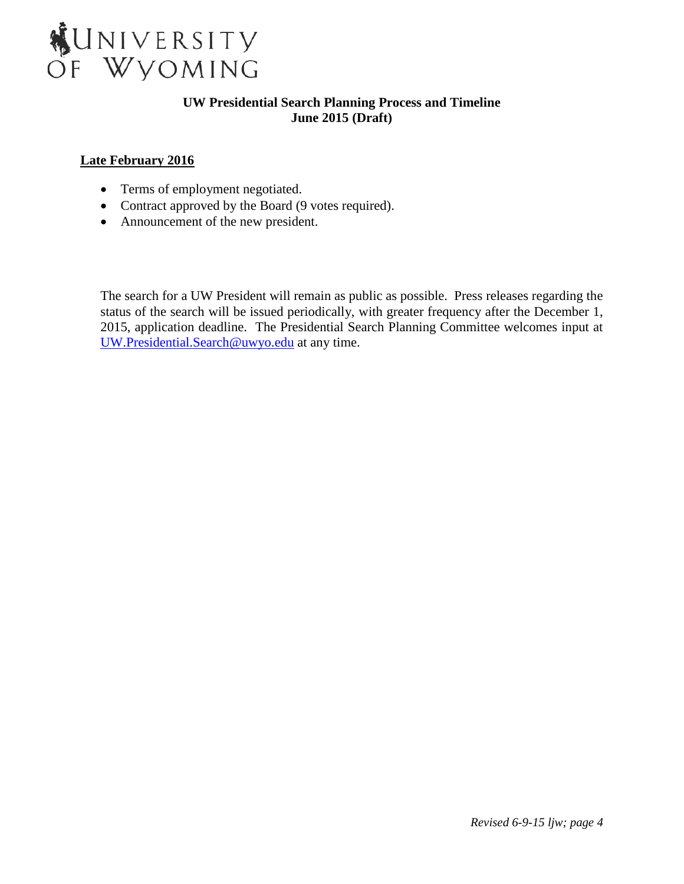UNIVERSITY OF WYOMING

**UW Presidential Search Planning Process and Timeline**
**June 2015 (Draft)**

**Late February 2016**

- Terms of employment negotiated.
- Contract approved by the Board (9 votes required).
- Announcement of the new president.

The search for a UW President will remain as public as possible. Press releases regarding the status of the search will be issued periodically, with greater frequency after the December 1, 2015, application deadline. The Presidential Search Planning Committee welcomes input at UW.Presidential.Search@uwyo.edu at any time.

*Revised 6-9-15 ljw; page 4*